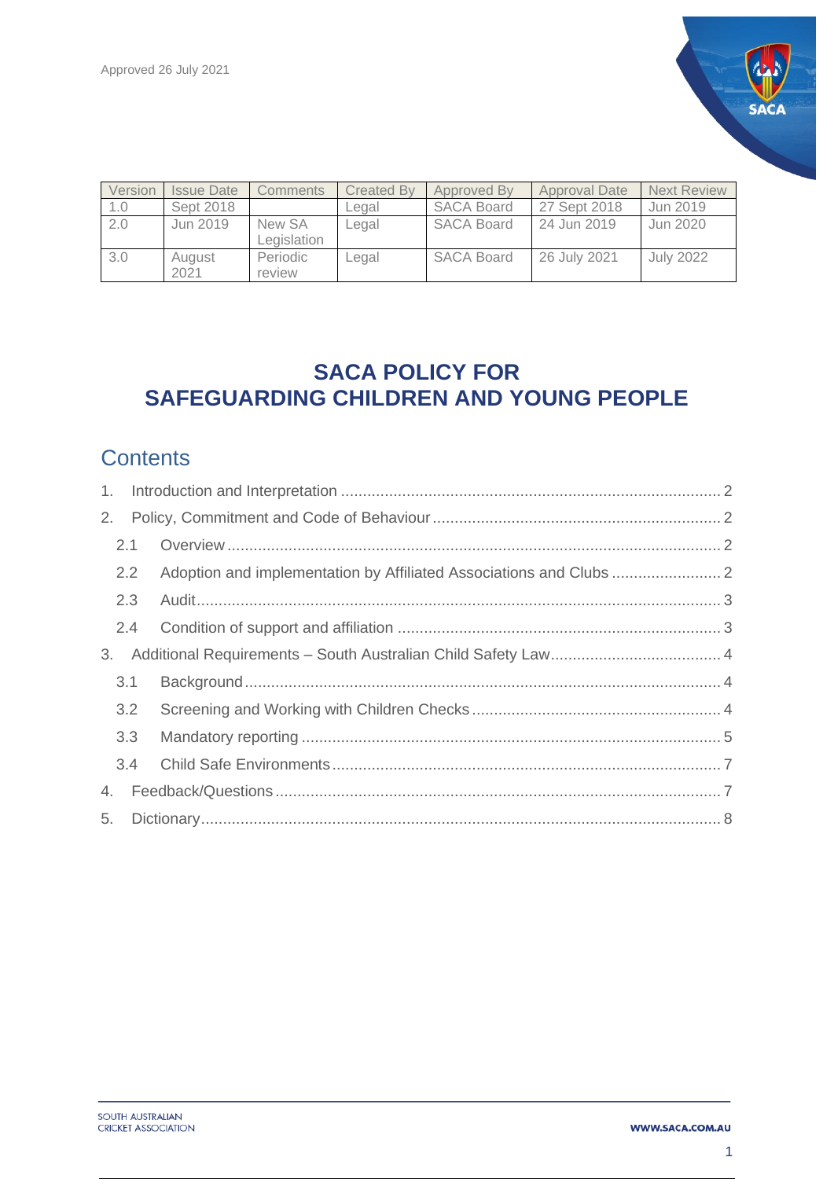Approved 26 July 2021

| Version | Issue Date | Comments | Created By | Approved By | Approval Date | Next Review |
|---|---|---|---|---|---|---|
| 1.0 | Sept 2018 | | Legal | SACA Board | 27 Sept 2018 | Jun 2019 |
| 2.0 | Jun 2019 | New SA Legislation | Legal | SACA Board | 24 Jun 2019 | Jun 2020 |
| 3.0 | August 2021 | Periodic review | Legal | SACA Board | 26 July 2021 | July 2022 |

# SACA POLICY FOR SAFEGUARDING CHILDREN AND YOUNG PEOPLE

## Contents

1. Introduction and Interpretation ..... 2
2. Policy, Commitment and Code of Behaviour ..... 2
   - 2.1 Overview ..... 2
   - 2.2 Adoption and implementation by Affiliated Associations and Clubs ..... 2
   - 2.3 Audit ..... 3
   - 2.4 Condition of support and affiliation ..... 3
3. Additional Requirements – South Australian Child Safety Law ..... 4
   - 3.1 Background ..... 4
   - 3.2 Screening and Working with Children Checks ..... 4
   - 3.3 Mandatory reporting ..... 5
   - 3.4 Child Safe Environments ..... 7
4. Feedback/Questions ..... 7
5. Dictionary ..... 8

SOUTH AUSTRALIAN CRICKET ASSOCIATION

WWW.SACA.COM.AU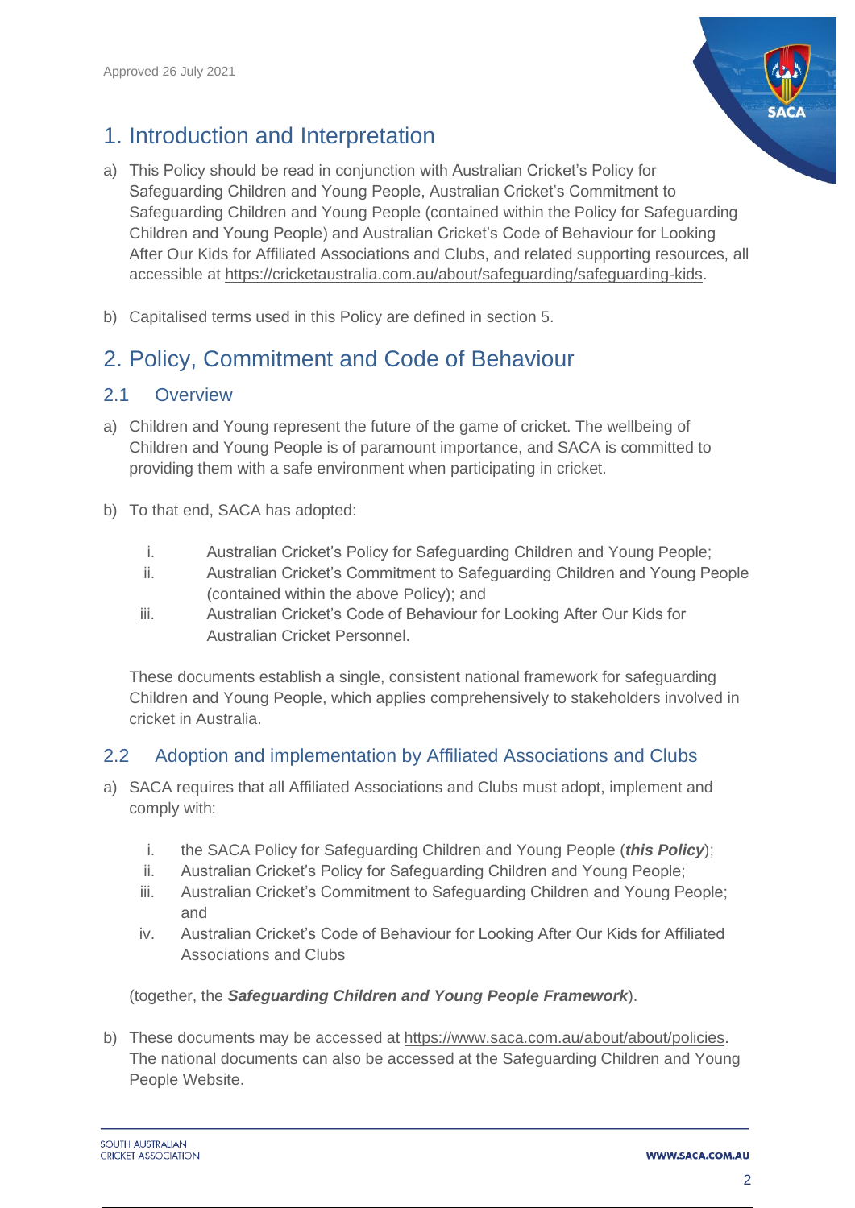Approved 26 July 2021

# 1. Introduction and Interpretation

a) This Policy should be read in conjunction with Australian Cricket's Policy for Safeguarding Children and Young People, Australian Cricket's Commitment to Safeguarding Children and Young People (contained within the Policy for Safeguarding Children and Young People) and Australian Cricket's Code of Behaviour for Looking After Our Kids for Affiliated Associations and Clubs, and related supporting resources, all accessible at https://cricketaustralia.com.au/about/safeguarding/safeguarding-kids.

b) Capitalised terms used in this Policy are defined in section 5.

# 2. Policy, Commitment and Code of Behaviour

## 2.1 Overview

a) Children and Young represent the future of the game of cricket. The wellbeing of Children and Young People is of paramount importance, and SACA is committed to providing them with a safe environment when participating in cricket.

b) To that end, SACA has adopted:

   i. Australian Cricket's Policy for Safeguarding Children and Young People;
   ii. Australian Cricket's Commitment to Safeguarding Children and Young People (contained within the above Policy); and
   iii. Australian Cricket's Code of Behaviour for Looking After Our Kids for Australian Cricket Personnel.

   These documents establish a single, consistent national framework for safeguarding Children and Young People, which applies comprehensively to stakeholders involved in cricket in Australia.

## 2.2 Adoption and implementation by Affiliated Associations and Clubs

a) SACA requires that all Affiliated Associations and Clubs must adopt, implement and comply with:

   i. the SACA Policy for Safeguarding Children and Young People (***this Policy***);
   ii. Australian Cricket's Policy for Safeguarding Children and Young People;
   iii. Australian Cricket's Commitment to Safeguarding Children and Young People; and
   iv. Australian Cricket's Code of Behaviour for Looking After Our Kids for Affiliated Associations and Clubs

   (together, the ***Safeguarding Children and Young People Framework***).

b) These documents may be accessed at https://www.saca.com.au/about/about/policies. The national documents can also be accessed at the Safeguarding Children and Young People Website.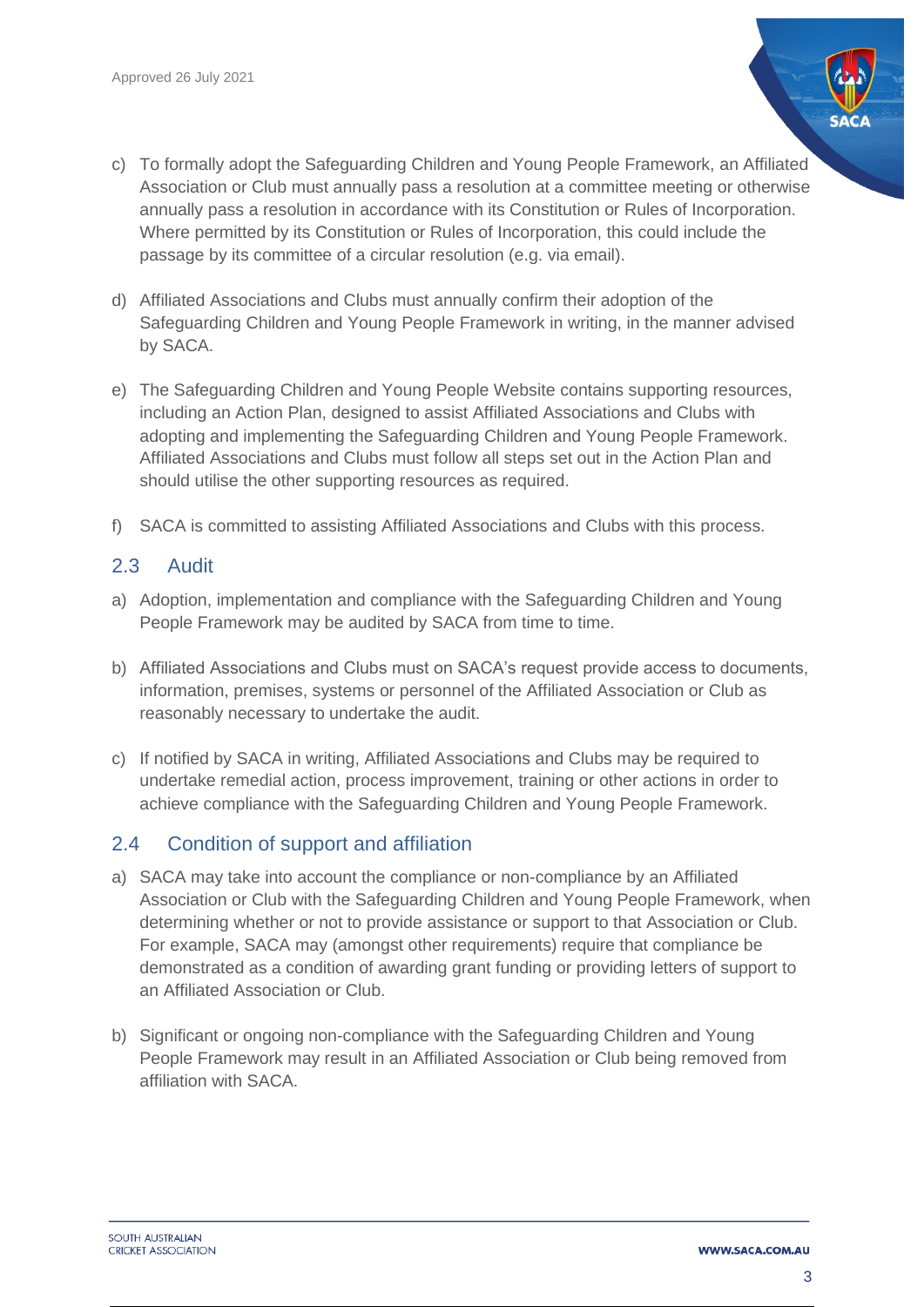c) To formally adopt the Safeguarding Children and Young People Framework, an Affiliated Association or Club must annually pass a resolution at a committee meeting or otherwise annually pass a resolution in accordance with its Constitution or Rules of Incorporation. Where permitted by its Constitution or Rules of Incorporation, this could include the passage by its committee of a circular resolution (e.g. via email).

d) Affiliated Associations and Clubs must annually confirm their adoption of the Safeguarding Children and Young People Framework in writing, in the manner advised by SACA.

e) The Safeguarding Children and Young People Website contains supporting resources, including an Action Plan, designed to assist Affiliated Associations and Clubs with adopting and implementing the Safeguarding Children and Young People Framework. Affiliated Associations and Clubs must follow all steps set out in the Action Plan and should utilise the other supporting resources as required.

f) SACA is committed to assisting Affiliated Associations and Clubs with this process.

## 2.3 Audit

a) Adoption, implementation and compliance with the Safeguarding Children and Young People Framework may be audited by SACA from time to time.

b) Affiliated Associations and Clubs must on SACA's request provide access to documents, information, premises, systems or personnel of the Affiliated Association or Club as reasonably necessary to undertake the audit.

c) If notified by SACA in writing, Affiliated Associations and Clubs may be required to undertake remedial action, process improvement, training or other actions in order to achieve compliance with the Safeguarding Children and Young People Framework.

## 2.4 Condition of support and affiliation

a) SACA may take into account the compliance or non-compliance by an Affiliated Association or Club with the Safeguarding Children and Young People Framework, when determining whether or not to provide assistance or support to that Association or Club. For example, SACA may (amongst other requirements) require that compliance be demonstrated as a condition of awarding grant funding or providing letters of support to an Affiliated Association or Club.

b) Significant or ongoing non-compliance with the Safeguarding Children and Young People Framework may result in an Affiliated Association or Club being removed from affiliation with SACA.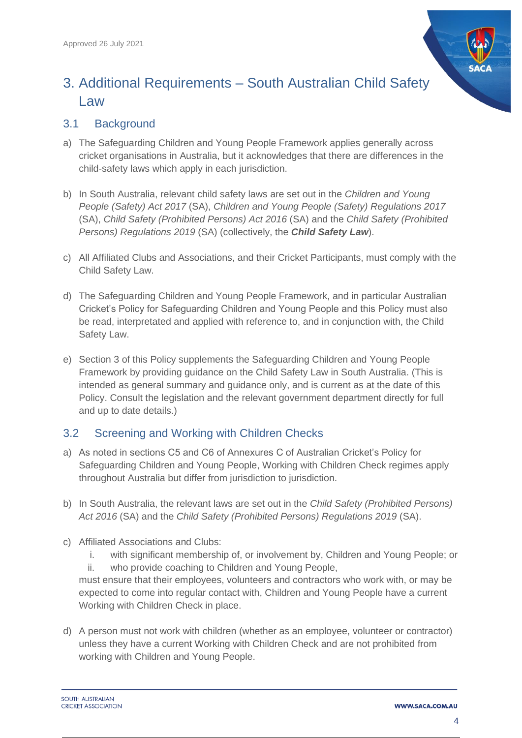# 3. Additional Requirements – South Australian Child Safety Law

## 3.1 Background

a) The Safeguarding Children and Young People Framework applies generally across cricket organisations in Australia, but it acknowledges that there are differences in the child-safety laws which apply in each jurisdiction.

b) In South Australia, relevant child safety laws are set out in the *Children and Young People (Safety) Act 2017* (SA), *Children and Young People (Safety) Regulations 2017* (SA), *Child Safety (Prohibited Persons) Act 2016* (SA) and the *Child Safety (Prohibited Persons) Regulations 2019* (SA) (collectively, the ***Child Safety Law***).

c) All Affiliated Clubs and Associations, and their Cricket Participants, must comply with the Child Safety Law.

d) The Safeguarding Children and Young People Framework, and in particular Australian Cricket's Policy for Safeguarding Children and Young People and this Policy must also be read, interpretated and applied with reference to, and in conjunction with, the Child Safety Law.

e) Section 3 of this Policy supplements the Safeguarding Children and Young People Framework by providing guidance on the Child Safety Law in South Australia. (This is intended as general summary and guidance only, and is current as at the date of this Policy. Consult the legislation and the relevant government department directly for full and up to date details.)

## 3.2 Screening and Working with Children Checks

a) As noted in sections C5 and C6 of Annexures C of Australian Cricket's Policy for Safeguarding Children and Young People, Working with Children Check regimes apply throughout Australia but differ from jurisdiction to jurisdiction.

b) In South Australia, the relevant laws are set out in the *Child Safety (Prohibited Persons) Act 2016* (SA) and the *Child Safety (Prohibited Persons) Regulations 2019* (SA).

c) Affiliated Associations and Clubs:

   i. with significant membership of, or involvement by, Children and Young People; or
   
   ii. who provide coaching to Children and Young People,

   must ensure that their employees, volunteers and contractors who work with, or may be expected to come into regular contact with, Children and Young People have a current Working with Children Check in place.

d) A person must not work with children (whether as an employee, volunteer or contractor) unless they have a current Working with Children Check and are not prohibited from working with Children and Young People.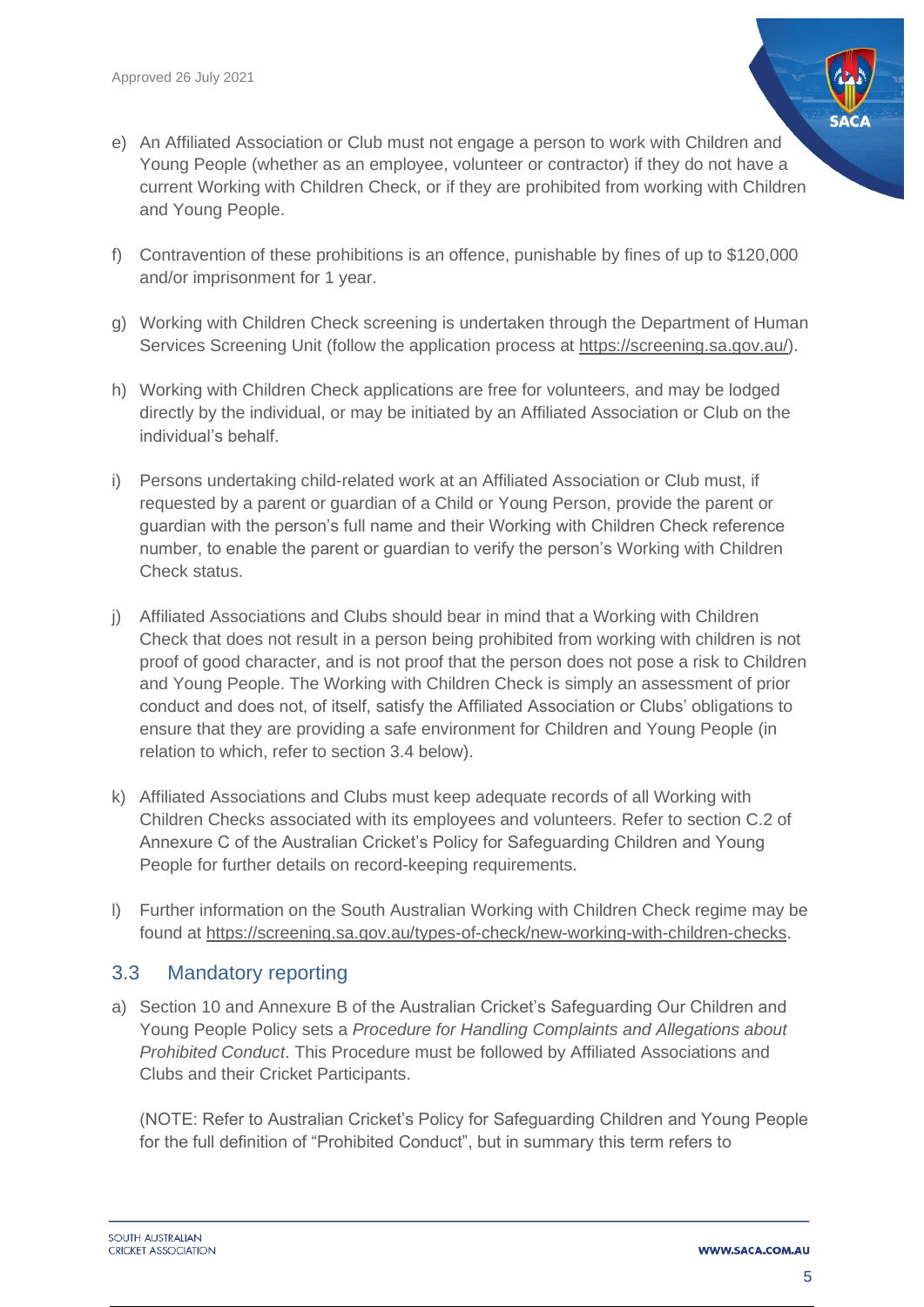e) An Affiliated Association or Club must not engage a person to work with Children and Young People (whether as an employee, volunteer or contractor) if they do not have a current Working with Children Check, or if they are prohibited from working with Children and Young People.

f) Contravention of these prohibitions is an offence, punishable by fines of up to $120,000 and/or imprisonment for 1 year.

g) Working with Children Check screening is undertaken through the Department of Human Services Screening Unit (follow the application process at https://screening.sa.gov.au/).

h) Working with Children Check applications are free for volunteers, and may be lodged directly by the individual, or may be initiated by an Affiliated Association or Club on the individual's behalf.

i) Persons undertaking child-related work at an Affiliated Association or Club must, if requested by a parent or guardian of a Child or Young Person, provide the parent or guardian with the person's full name and their Working with Children Check reference number, to enable the parent or guardian to verify the person's Working with Children Check status.

j) Affiliated Associations and Clubs should bear in mind that a Working with Children Check that does not result in a person being prohibited from working with children is not proof of good character, and is not proof that the person does not pose a risk to Children and Young People. The Working with Children Check is simply an assessment of prior conduct and does not, of itself, satisfy the Affiliated Association or Clubs' obligations to ensure that they are providing a safe environment for Children and Young People (in relation to which, refer to section 3.4 below).

k) Affiliated Associations and Clubs must keep adequate records of all Working with Children Checks associated with its employees and volunteers. Refer to section C.2 of Annexure C of the Australian Cricket's Policy for Safeguarding Children and Young People for further details on record-keeping requirements.

l) Further information on the South Australian Working with Children Check regime may be found at https://screening.sa.gov.au/types-of-check/new-working-with-children-checks.

## 3.3 Mandatory reporting

a) Section 10 and Annexure B of the Australian Cricket's Safeguarding Our Children and Young People Policy sets a *Procedure for Handling Complaints and Allegations about Prohibited Conduct*. This Procedure must be followed by Affiliated Associations and Clubs and their Cricket Participants.

(NOTE: Refer to Australian Cricket's Policy for Safeguarding Children and Young People for the full definition of "Prohibited Conduct", but in summary this term refers to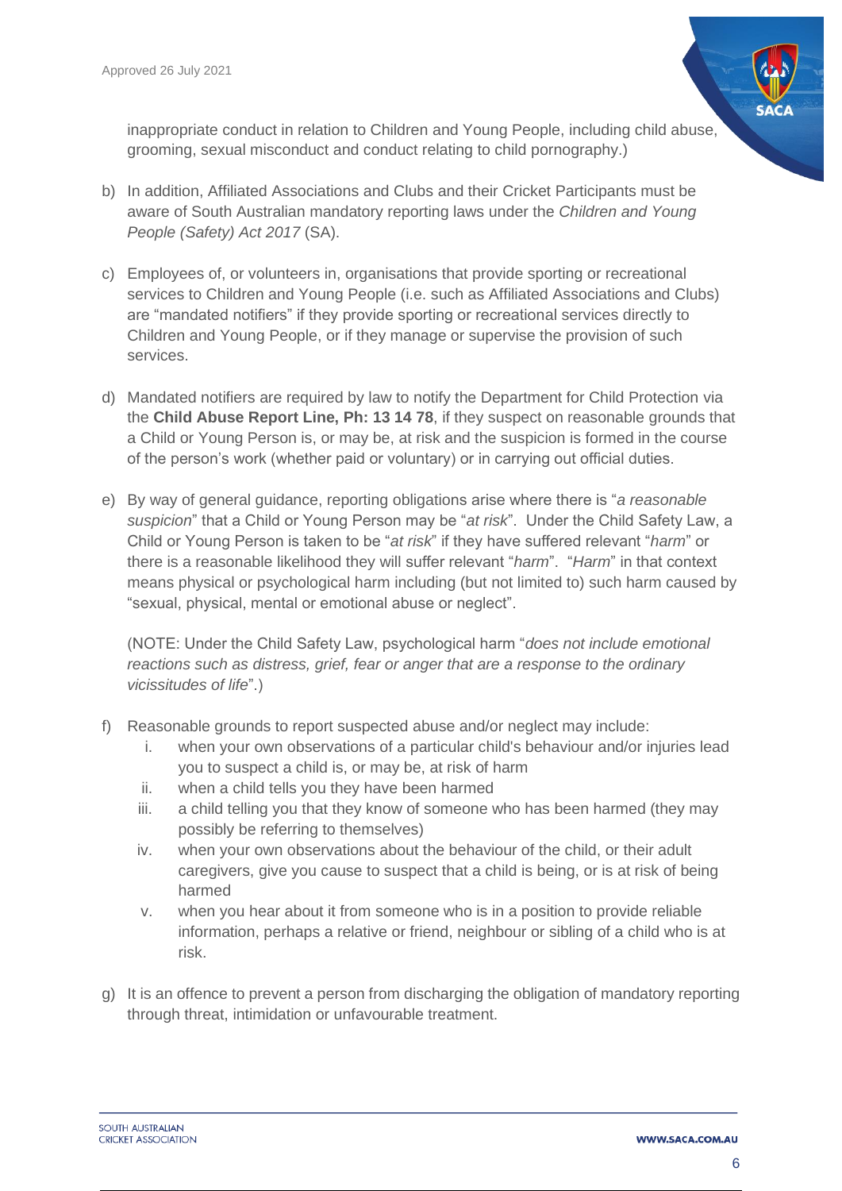inappropriate conduct in relation to Children and Young People, including child abuse, grooming, sexual misconduct and conduct relating to child pornography.)

b) In addition, Affiliated Associations and Clubs and their Cricket Participants must be aware of South Australian mandatory reporting laws under the *Children and Young People (Safety) Act 2017* (SA).

c) Employees of, or volunteers in, organisations that provide sporting or recreational services to Children and Young People (i.e. such as Affiliated Associations and Clubs) are "mandated notifiers" if they provide sporting or recreational services directly to Children and Young People, or if they manage or supervise the provision of such services.

d) Mandated notifiers are required by law to notify the Department for Child Protection via the **Child Abuse Report Line, Ph: 13 14 78**, if they suspect on reasonable grounds that a Child or Young Person is, or may be, at risk and the suspicion is formed in the course of the person's work (whether paid or voluntary) or in carrying out official duties.

e) By way of general guidance, reporting obligations arise where there is "*a reasonable suspicion*" that a Child or Young Person may be "*at risk*". Under the Child Safety Law, a Child or Young Person is taken to be "*at risk*" if they have suffered relevant "*harm*" or there is a reasonable likelihood they will suffer relevant "*harm*". "*Harm*" in that context means physical or psychological harm including (but not limited to) such harm caused by "sexual, physical, mental or emotional abuse or neglect".

   (NOTE: Under the Child Safety Law, psychological harm "*does not include emotional reactions such as distress, grief, fear or anger that are a response to the ordinary vicissitudes of life*".)

f) Reasonable grounds to report suspected abuse and/or neglect may include:
   i. when your own observations of a particular child's behaviour and/or injuries lead you to suspect a child is, or may be, at risk of harm
   ii. when a child tells you they have been harmed
   iii. a child telling you that they know of someone who has been harmed (they may possibly be referring to themselves)
   iv. when your own observations about the behaviour of the child, or their adult caregivers, give you cause to suspect that a child is being, or is at risk of being harmed
   v. when you hear about it from someone who is in a position to provide reliable information, perhaps a relative or friend, neighbour or sibling of a child who is at risk.

g) It is an offence to prevent a person from discharging the obligation of mandatory reporting through threat, intimidation or unfavourable treatment.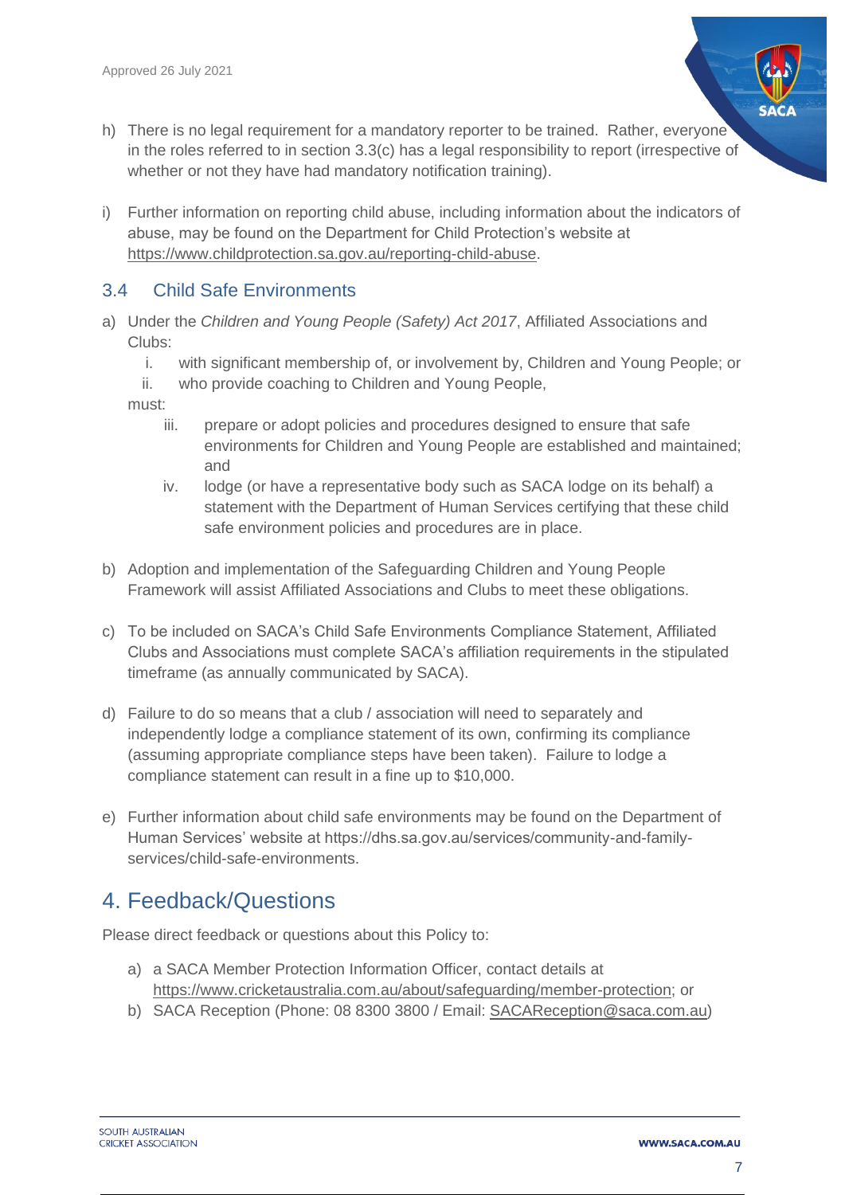h) There is no legal requirement for a mandatory reporter to be trained. Rather, everyone in the roles referred to in section 3.3(c) has a legal responsibility to report (irrespective of whether or not they have had mandatory notification training).

i) Further information on reporting child abuse, including information about the indicators of abuse, may be found on the Department for Child Protection's website at https://www.childprotection.sa.gov.au/reporting-child-abuse.

## 3.4 Child Safe Environments

a) Under the *Children and Young People (Safety) Act 2017*, Affiliated Associations and Clubs:

   i. with significant membership of, or involvement by, Children and Young People; or
   ii. who provide coaching to Children and Young People,

   must:

   iii. prepare or adopt policies and procedures designed to ensure that safe environments for Children and Young People are established and maintained; and
   iv. lodge (or have a representative body such as SACA lodge on its behalf) a statement with the Department of Human Services certifying that these child safe environment policies and procedures are in place.

b) Adoption and implementation of the Safeguarding Children and Young People Framework will assist Affiliated Associations and Clubs to meet these obligations.

c) To be included on SACA's Child Safe Environments Compliance Statement, Affiliated Clubs and Associations must complete SACA's affiliation requirements in the stipulated timeframe (as annually communicated by SACA).

d) Failure to do so means that a club / association will need to separately and independently lodge a compliance statement of its own, confirming its compliance (assuming appropriate compliance steps have been taken). Failure to lodge a compliance statement can result in a fine up to $10,000.

e) Further information about child safe environments may be found on the Department of Human Services' website at https://dhs.sa.gov.au/services/community-and-family-services/child-safe-environments.

# 4. Feedback/Questions

Please direct feedback or questions about this Policy to:

a) a SACA Member Protection Information Officer, contact details at https://www.cricketaustralia.com.au/about/safeguarding/member-protection; or

b) SACA Reception (Phone: 08 8300 3800 / Email: SACAReception@saca.com.au)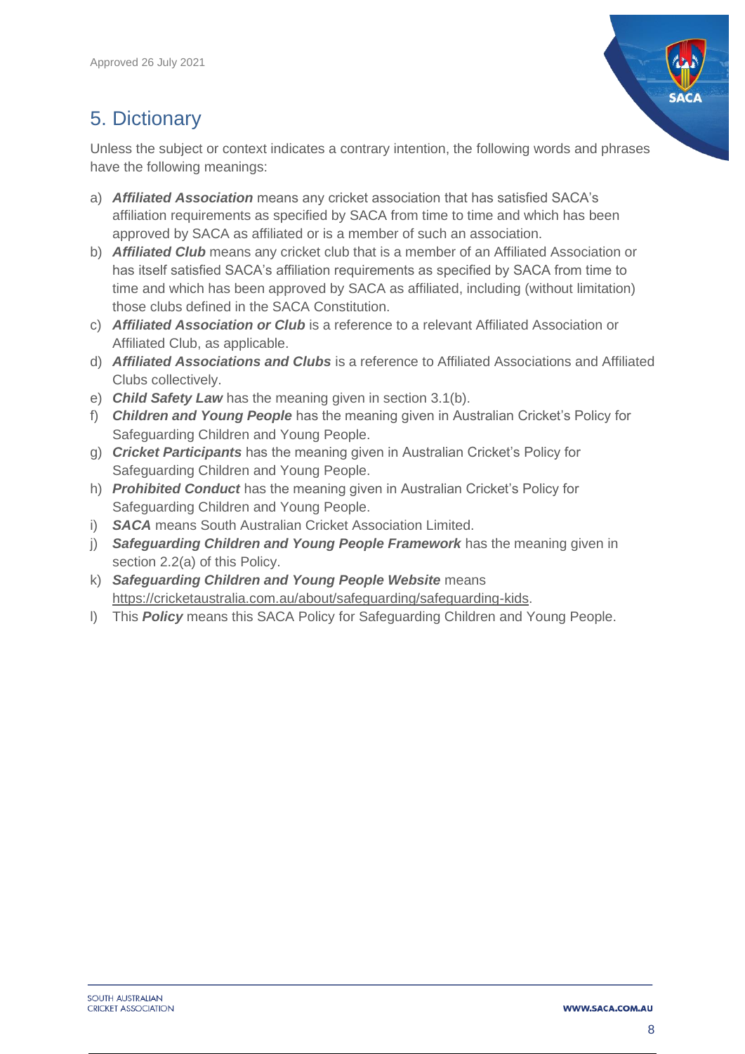## 5. Dictionary

Unless the subject or context indicates a contrary intention, the following words and phrases have the following meanings:

a) ***Affiliated Association*** means any cricket association that has satisfied SACA's affiliation requirements as specified by SACA from time to time and which has been approved by SACA as affiliated or is a member of such an association.
b) ***Affiliated Club*** means any cricket club that is a member of an Affiliated Association or has itself satisfied SACA's affiliation requirements as specified by SACA from time to time and which has been approved by SACA as affiliated, including (without limitation) those clubs defined in the SACA Constitution.
c) ***Affiliated Association or Club*** is a reference to a relevant Affiliated Association or Affiliated Club, as applicable.
d) ***Affiliated Associations and Clubs*** is a reference to Affiliated Associations and Affiliated Clubs collectively.
e) ***Child Safety Law*** has the meaning given in section 3.1(b).
f) ***Children and Young People*** has the meaning given in Australian Cricket's Policy for Safeguarding Children and Young People.
g) ***Cricket Participants*** has the meaning given in Australian Cricket's Policy for Safeguarding Children and Young People.
h) ***Prohibited Conduct*** has the meaning given in Australian Cricket's Policy for Safeguarding Children and Young People.
i) ***SACA*** means South Australian Cricket Association Limited.
j) ***Safeguarding Children and Young People Framework*** has the meaning given in section 2.2(a) of this Policy.
k) ***Safeguarding Children and Young People Website*** means https://cricketaustralia.com.au/about/safeguarding/safeguarding-kids.
l) This ***Policy*** means this SACA Policy for Safeguarding Children and Young People.